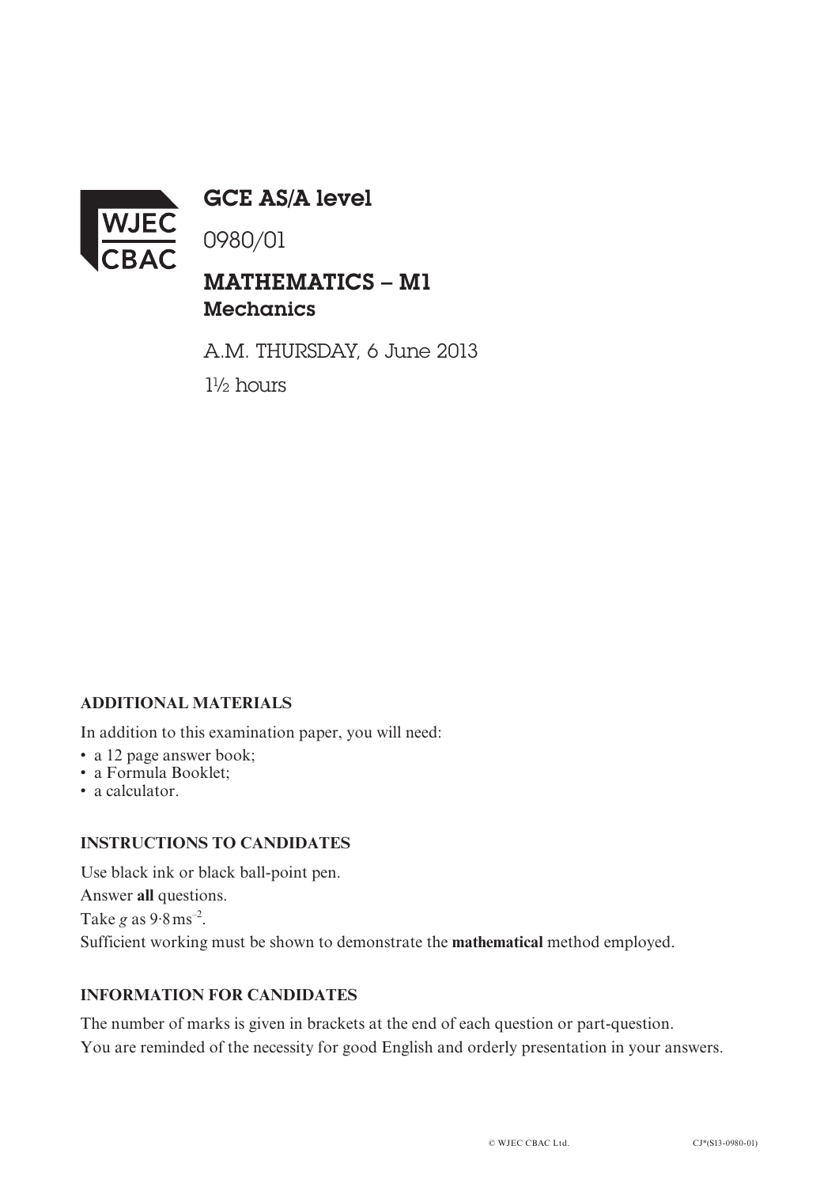WJEC CBAC

# GCE AS/A level

0980/01

## MATHEMATICS – M1
### Mechanics

A.M. THURSDAY, 6 June 2013

1½ hours

**ADDITIONAL MATERIALS**

In addition to this examination paper, you will need:

- a 12 page answer book;
- a Formula Booklet;
- a calculator.

**INSTRUCTIONS TO CANDIDATES**

Use black ink or black ball-point pen.

Answer **all** questions.

Take $g$ as $9{\cdot}8\,\text{ms}^{-2}$.

Sufficient working must be shown to demonstrate the **mathematical** method employed.

**INFORMATION FOR CANDIDATES**

The number of marks is given in brackets at the end of each question or part-question.

You are reminded of the necessity for good English and orderly presentation in your answers.

© WJEC CBAC Ltd. CJ*(S13-0980-01)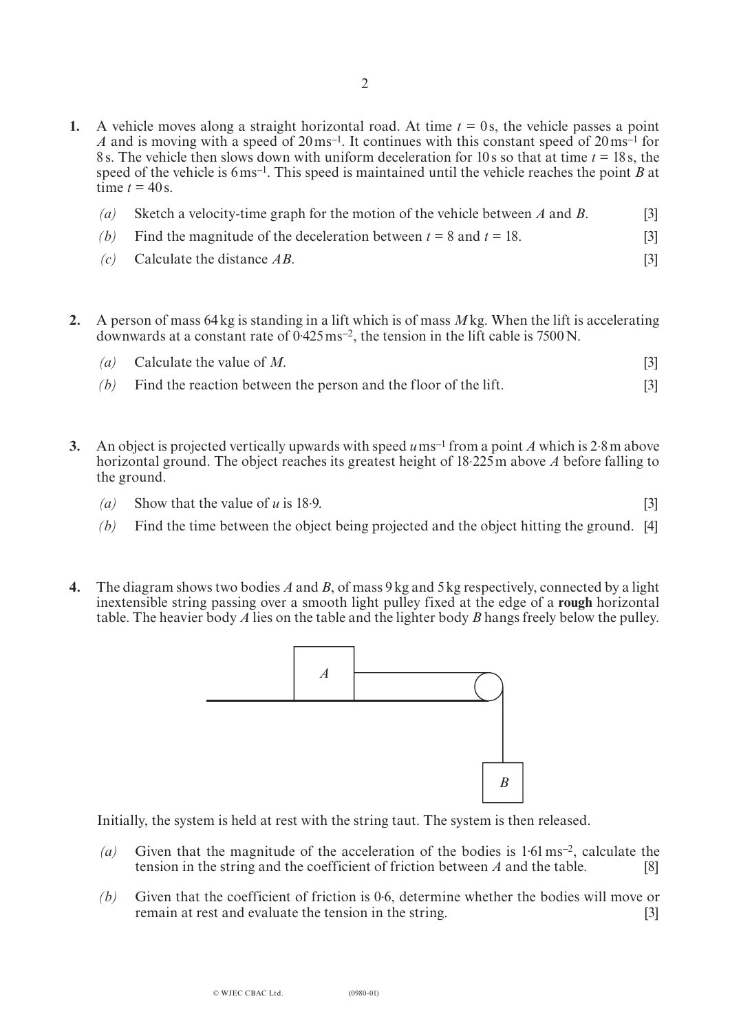**1.** A vehicle moves along a straight horizontal road. At time $t = 0$ s, the vehicle passes a point $A$ and is moving with a speed of $20\,\text{ms}^{-1}$. It continues with this constant speed of $20\,\text{ms}^{-1}$ for 8 s. The vehicle then slows down with uniform deceleration for 10 s so that at time $t = 18$ s, the speed of the vehicle is $6\,\text{ms}^{-1}$. This speed is maintained until the vehicle reaches the point $B$ at time $t = 40$ s.

*(a)* Sketch a velocity-time graph for the motion of the vehicle between $A$ and $B$. [3]

*(b)* Find the magnitude of the deceleration between $t = 8$ and $t = 18$. [3]

*(c)* Calculate the distance $AB$. [3]

**2.** A person of mass 64 kg is standing in a lift which is of mass $M$ kg. When the lift is accelerating downwards at a constant rate of $0{\cdot}425\,\text{ms}^{-2}$, the tension in the lift cable is 7500 N.

*(a)* Calculate the value of $M$. [3]

*(b)* Find the reaction between the person and the floor of the lift. [3]

**3.** An object is projected vertically upwards with speed $u\,\text{ms}^{-1}$ from a point $A$ which is 2·8 m above horizontal ground. The object reaches its greatest height of 18·225 m above $A$ before falling to the ground.

*(a)* Show that the value of $u$ is 18·9. [3]

*(b)* Find the time between the object being projected and the object hitting the ground. [4]

**4.** The diagram shows two bodies $A$ and $B$, of mass 9 kg and 5 kg respectively, connected by a light inextensible string passing over a smooth light pulley fixed at the edge of a **rough** horizontal table. The heavier body $A$ lies on the table and the lighter body $B$ hangs freely below the pulley.

Initially, the system is held at rest with the string taut. The system is then released.

*(a)* Given that the magnitude of the acceleration of the bodies is $1{\cdot}61\,\text{ms}^{-2}$, calculate the tension in the string and the coefficient of friction between $A$ and the table. [8]

*(b)* Given that the coefficient of friction is 0·6, determine whether the bodies will move or remain at rest and evaluate the tension in the string. [3]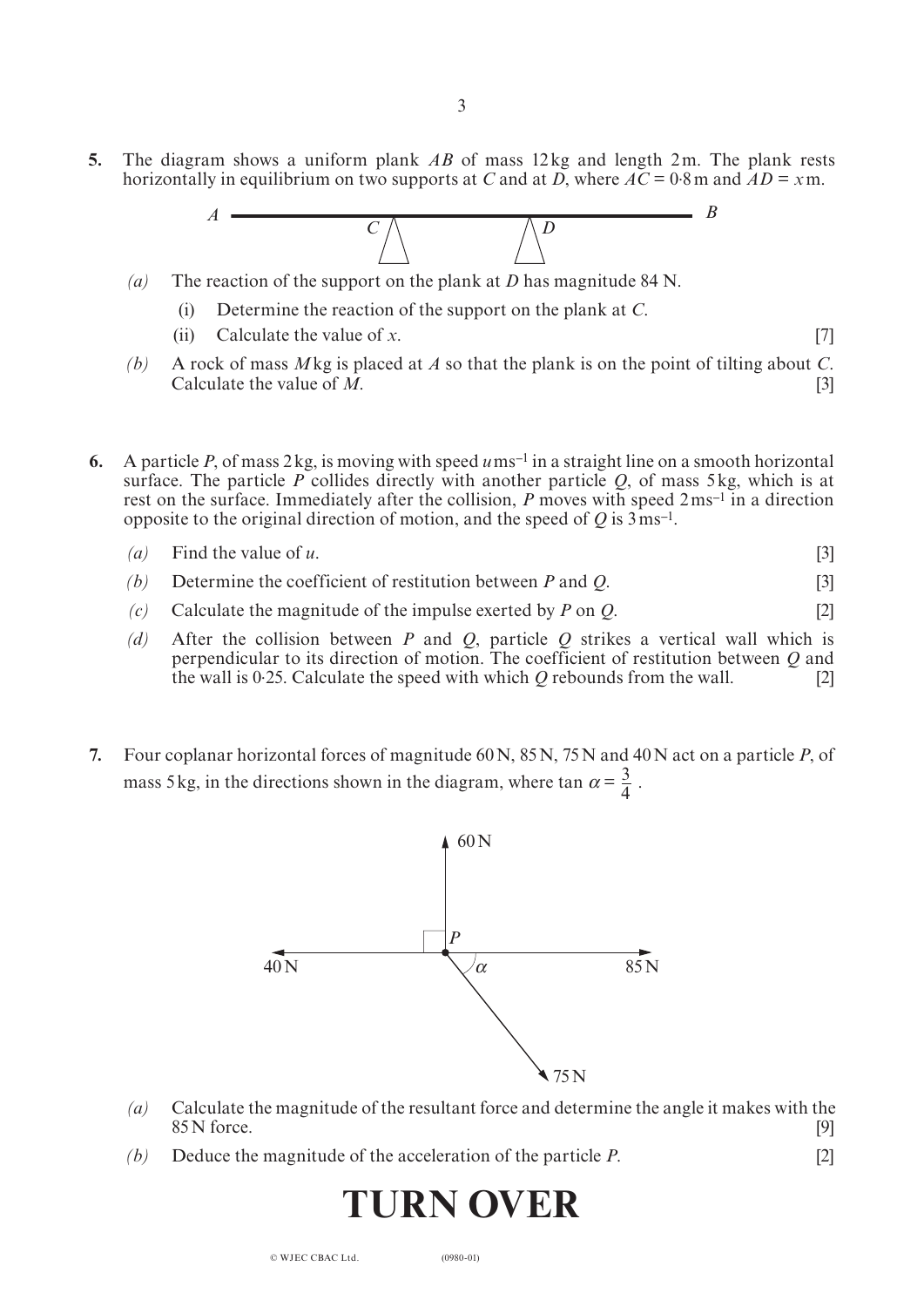**5.** The diagram shows a uniform plank $AB$ of mass 12 kg and length 2 m. The plank rests horizontally in equilibrium on two supports at $C$ and at $D$, where $AC = 0{\cdot}8$ m and $AD = x$ m.

*(a)* The reaction of the support on the plank at $D$ has magnitude 84 N.

(i) Determine the reaction of the support on the plank at $C$.

(ii) Calculate the value of $x$. [7]

*(b)* A rock of mass $M$ kg is placed at $A$ so that the plank is on the point of tilting about $C$. Calculate the value of $M$. [3]

**6.** A particle $P$, of mass 2 kg, is moving with speed $u$ ms$^{-1}$ in a straight line on a smooth horizontal surface. The particle $P$ collides directly with another particle $Q$, of mass 5 kg, which is at rest on the surface. Immediately after the collision, $P$ moves with speed 2 ms$^{-1}$ in a direction opposite to the original direction of motion, and the speed of $Q$ is 3 ms$^{-1}$.

*(a)* Find the value of $u$. [3]

*(b)* Determine the coefficient of restitution between $P$ and $Q$. [3]

*(c)* Calculate the magnitude of the impulse exerted by $P$ on $Q$. [2]

*(d)* After the collision between $P$ and $Q$, particle $Q$ strikes a vertical wall which is perpendicular to its direction of motion. The coefficient of restitution between $Q$ and the wall is 0·25. Calculate the speed with which $Q$ rebounds from the wall. [2]

**7.** Four coplanar horizontal forces of magnitude 60 N, 85 N, 75 N and 40 N act on a particle $P$, of mass 5 kg, in the directions shown in the diagram, where $\tan \alpha = \frac{3}{4}$.

*(a)* Calculate the magnitude of the resultant force and determine the angle it makes with the 85 N force. [9]

*(b)* Deduce the magnitude of the acceleration of the particle $P$. [2]

# TURN OVER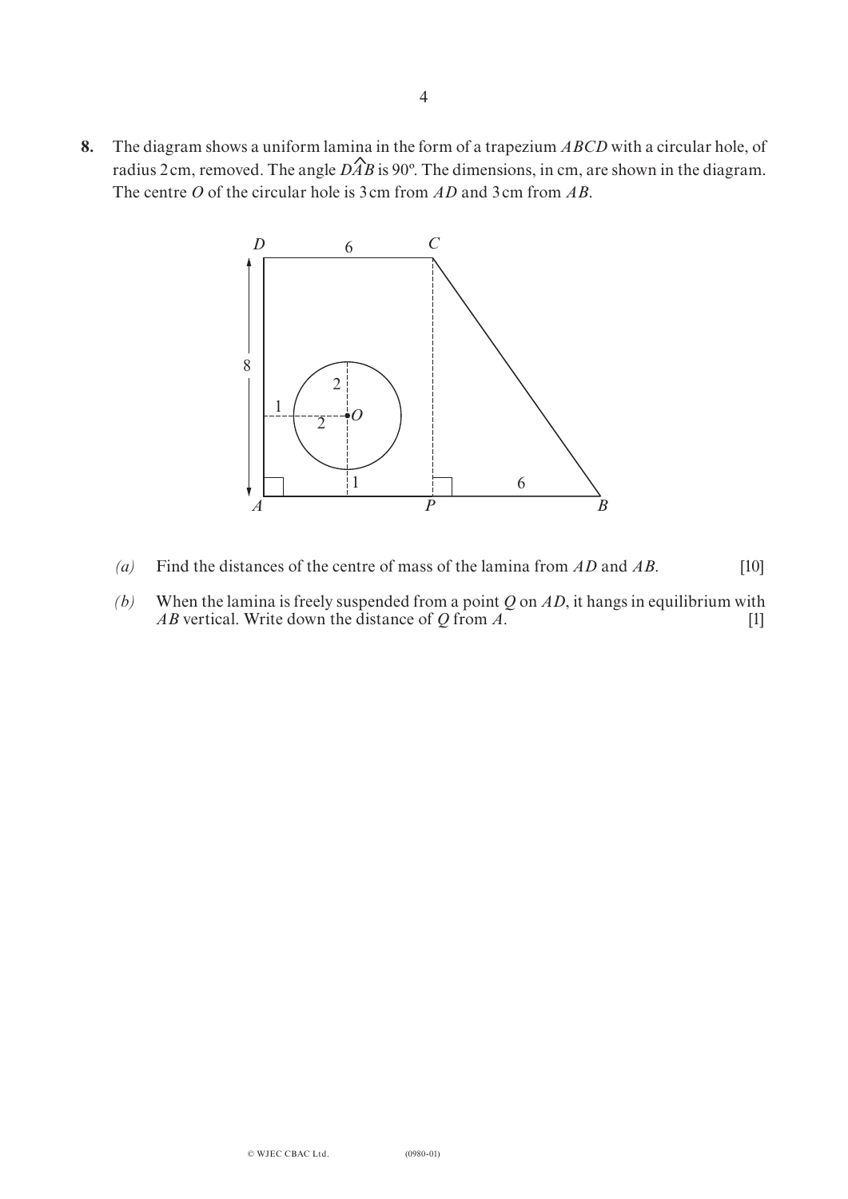**8.** The diagram shows a uniform lamina in the form of a trapezium $ABCD$ with a circular hole, of radius 2 cm, removed. The angle $D\hat{A}B$ is 90°. The dimensions, in cm, are shown in the diagram. The centre $O$ of the circular hole is 3 cm from $AD$ and 3 cm from $AB$.

D
6
C
8
2
1
2
O
1
6
A
P
B

*(a)* Find the distances of the centre of mass of the lamina from $AD$ and $AB$. [10]

*(b)* When the lamina is freely suspended from a point $Q$ on $AD$, it hangs in equilibrium with $AB$ vertical. Write down the distance of $Q$ from $A$. [1]